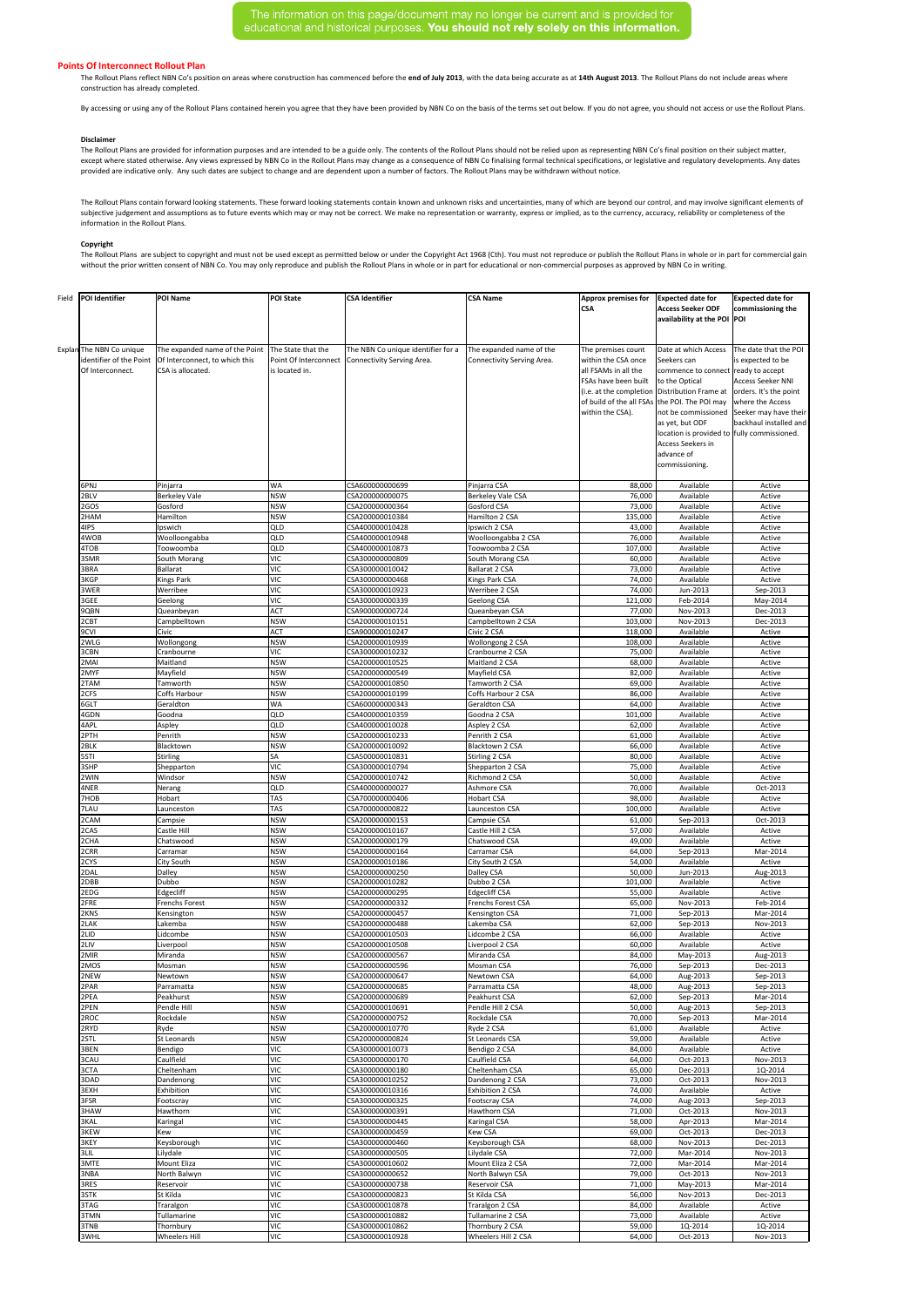The information on this page/document may no longer be current and is provided for educational and historical purposes. **You should not rely solely on this information.**

## Points Of Interconnect Rollout Plan

The Rollout Plans reflect NBN Co's position on areas where construction has commenced before the **end of July 2013**, with the data being accurate as at **14th August 2013**. The Rollout Plans do not include areas where construction has already completed.

By accessing or using any of the Rollout Plans contained herein you agree that they have been provided by NBN Co on the basis of the terms set out below. If you do not agree, you should not access or use the Rollout Plans.

### Disclaimer

The Rollout Plans are provided for information purposes and are intended to be a guide only. The contents of the Rollout Plans should not be relied upon as representing NBN Co's final position on their subject matter, except where stated otherwise. Any views expressed by NBN Co in the Rollout Plans may change as a consequence of NBN Co finalising formal technical specifications, or legislative and regulatory developments. Any dates provided are indicative only. Any such dates are subject to change and are dependent upon a number of factors. The Rollout Plans may be withdrawn without notice.

The Rollout Plans contain forward looking statements. These forward looking statements contain known and unknown risks and uncertainties, many of which are beyond our control, and may involve significant elements of subjective judgement and assumptions as to future events which may or may not be correct. We make no representation or warranty, express or implied, as to the currency, accuracy, reliability or completeness of the information in the Rollout Plans.

### Copyright

The Rollout Plans are subject to copyright and must not be used except as permitted below or under the Copyright Act 1968 (Cth). You must not reproduce or publish the Rollout Plans in whole or in part for commercial gain without the prior written consent of NBN Co. You may only reproduce and publish the Rollout Plans in whole or in part for educational or non-commercial purposes as approved by NBN Co in writing.

| Field | POI Identifier | POI Name | POI State | CSA Identifier | CSA Name | Approx premises for CSA | Expected date for Access Seeker ODF availability at the POI | Expected date for commissioning the POI |
|---|---|---|---|---|---|---|---|---|
| Explan | The NBN Co unique identifier of the Point Of Interconnect. | The expanded name of the Point Of Interconnect, to which this CSA is allocated. | The State that the Point Of Interconnect is located in. | The NBN Co unique identifier for a Connectivity Serving Area. | The expanded name of the Connectivity Serving Area. | The premises count within the CSA once all FSAMs in all the FSAs have been built (i.e. at the completion of build of the all FSAs within the CSA). | Date at which Access Seekers can commence to connect to the Optical Distribution Frame at the POI. The POI may not be commissioned as yet, but ODF location is provided to Access Seekers in advance of commissioning. | The date that the POI is expected to be ready to accept Access Seeker NNI orders. It's the point where the Access Seeker may have their backhaul installed and fully commissioned. |
| | 6PNJ | Pinjarra | WA | CSA600000000699 | Pinjarra CSA | 88,000 | Available | Active |
| | 2BLV | Berkeley Vale | NSW | CSA200000000075 | Berkeley Vale CSA | 76,000 | Available | Active |
| | 2GOS | Gosford | NSW | CSA200000000364 | Gosford CSA | 73,000 | Available | Active |
| | 2HAM | Hamilton | NSW | CSA200000010384 | Hamilton 2 CSA | 135,000 | Available | Active |
| | 4IPS | Ipswich | QLD | CSA400000010428 | Ipswich 2 CSA | 43,000 | Available | Active |
| | 4WOB | Woolloongabba | QLD | CSA400000010948 | Woolloongabba 2 CSA | 76,000 | Available | Active |
| | 4TOB | Toowoomba | QLD | CSA400000010873 | Toowoomba 2 CSA | 107,000 | Available | Active |
| | 3SMR | South Morang | VIC | CSA300000000809 | South Morang CSA | 60,000 | Available | Active |
| | 3BRA | Ballarat | VIC | CSA300000010042 | Ballarat 2 CSA | 73,000 | Available | Active |
| | 3KGP | Kings Park | VIC | CSA300000000468 | Kings Park CSA | 74,000 | Available | Active |
| | 3WER | Werribee | VIC | CSA300000010923 | Werribee 2 CSA | 74,000 | Jun-2013 | Sep-2013 |
| | 3GEE | Geelong | VIC | CSA300000000339 | Geelong CSA | 121,000 | Feb-2014 | May-2014 |
| | 9QBN | Queanbeyan | ACT | CSA900000000724 | Queanbeyan CSA | 77,000 | Nov-2013 | Dec-2013 |
| | 2CBT | Campbelltown | NSW | CSA200000010151 | Campbelltown 2 CSA | 103,000 | Nov-2013 | Dec-2013 |
| | 9CVI | Civic | ACT | CSA900000010247 | Civic 2 CSA | 118,000 | Available | Active |
| | 2WLG | Wollongong | NSW | CSA200000010939 | Wollongong 2 CSA | 108,000 | Available | Active |
| | 3CBN | Cranbourne | VIC | CSA300000010232 | Cranbourne 2 CSA | 75,000 | Available | Active |
| | 2MAI | Maitland | NSW | CSA200000010525 | Maitland 2 CSA | 68,000 | Available | Active |
| | 2MYF | Mayfield | NSW | CSA200000000549 | Mayfield CSA | 82,000 | Available | Active |
| | 2TAM | Tamworth | NSW | CSA200000010850 | Tamworth 2 CSA | 69,000 | Available | Active |
| | 2CFS | Coffs Harbour | NSW | CSA200000010199 | Coffs Harbour 2 CSA | 86,000 | Available | Active |
| | 6GLT | Geraldton | WA | CSA600000000343 | Geraldton CSA | 64,000 | Available | Active |
| | 4GDN | Goodna | QLD | CSA400000010359 | Goodna 2 CSA | 101,000 | Available | Active |
| | 4APL | Aspley | QLD | CSA400000010028 | Aspley 2 CSA | 62,000 | Available | Active |
| | 2PTH | Penrith | NSW | CSA200000010233 | Penrith 2 CSA | 61,000 | Available | Active |
| | 2BLK | Blacktown | NSW | CSA200000010092 | Blacktown 2 CSA | 66,000 | Available | Active |
| | 5STI | Stirling | SA | CSA500000010831 | Stirling 2 CSA | 80,000 | Available | Active |
| | 3SHP | Shepparton | VIC | CSA300000010794 | Shepparton 2 CSA | 75,000 | Available | Active |
| | 2WIN | Windsor | NSW | CSA200000010742 | Richmond 2 CSA | 50,000 | Available | Active |
| | 4NER | Nerang | QLD | CSA400000000027 | Ashmore CSA | 70,000 | Available | Oct-2013 |
| | 7HOB | Hobart | TAS | CSA700000000406 | Hobart CSA | 98,000 | Available | Active |
| | 7LAU | Launceston | TAS | CSA700000000822 | Launceston CSA | 100,000 | Available | Active |
| | 2CAM | Campsie | NSW | CSA200000000153 | Campsie CSA | 61,000 | Sep-2013 | Oct-2013 |
| | 2CAS | Castle Hill | NSW | CSA200000010167 | Castle Hill 2 CSA | 57,000 | Available | Active |
| | 2CHA | Chatswood | NSW | CSA200000000179 | Chatswood CSA | 49,000 | Available | Active |
| | 2CRR | Carramar | NSW | CSA200000000164 | Carramar CSA | 64,000 | Sep-2013 | Mar-2014 |
| | 2CYS | City South | NSW | CSA200000010186 | City South 2 CSA | 54,000 | Available | Active |
| | 2DAL | Dalley | NSW | CSA200000000250 | Dalley CSA | 50,000 | Jun-2013 | Aug-2013 |
| | 2DBB | Dubbo | NSW | CSA200000010282 | Dubbo 2 CSA | 101,000 | Available | Active |
| | 2EDG | Edgecliff | NSW | CSA200000000295 | Edgecliff CSA | 55,000 | Available | Active |
| | 2FRE | Frenchs Forest | NSW | CSA200000000332 | Frenchs Forest CSA | 65,000 | Nov-2013 | Feb-2014 |
| | 2KNS | Kensington | NSW | CSA200000000457 | Kensington CSA | 71,000 | Sep-2013 | Mar-2014 |
| | 2LAK | Lakemba | NSW | CSA200000000488 | Lakemba CSA | 62,000 | Sep-2013 | Nov-2013 |
| | 2LID | Lidcombe | NSW | CSA200000010503 | Lidcombe 2 CSA | 66,000 | Available | Active |
| | 2LIV | Liverpool | NSW | CSA200000010508 | Liverpool 2 CSA | 60,000 | Available | Active |
| | 2MIR | Miranda | NSW | CSA200000000567 | Miranda CSA | 84,000 | May-2013 | Aug-2013 |
| | 2MOS | Mosman | NSW | CSA200000000596 | Mosman CSA | 76,000 | Sep-2013 | Dec-2013 |
| | 2NEW | Newtown | NSW | CSA200000000647 | Newtown CSA | 64,000 | Aug-2013 | Sep-2013 |
| | 2PAR | Parramatta | NSW | CSA200000000685 | Parramatta CSA | 48,000 | Aug-2013 | Sep-2013 |
| | 2PEA | Peakhurst | NSW | CSA200000000689 | Peakhurst CSA | 62,000 | Sep-2013 | Mar-2014 |
| | 2PEN | Pendle Hill | NSW | CSA200000010691 | Pendle Hill 2 CSA | 50,000 | Aug-2013 | Sep-2013 |
| | 2ROC | Rockdale | NSW | CSA200000000752 | Rockdale CSA | 70,000 | Sep-2013 | Mar-2014 |
| | 2RYD | Ryde | NSW | CSA200000010770 | Ryde 2 CSA | 61,000 | Available | Active |
| | 2STL | St Leonards | NSW | CSA200000000824 | St Leonards CSA | 59,000 | Available | Active |
| | 3BEN | Bendigo | VIC | CSA300000010073 | Bendigo 2 CSA | 84,000 | Available | Active |
| | 3CAU | Caulfield | VIC | CSA300000000170 | Caulfield CSA | 64,000 | Oct-2013 | Nov-2013 |
| | 3CTA | Cheltenham | VIC | CSA300000000180 | Cheltenham CSA | 65,000 | Dec-2013 | 1Q-2014 |
| | 3DAD | Dandenong | VIC | CSA300000010252 | Dandenong 2 CSA | 73,000 | Oct-2013 | Nov-2013 |
| | 3EXH | Exhibition | VIC | CSA300000010316 | Exhibition 2 CSA | 74,000 | Available | Active |
| | 3FSR | Footscray | VIC | CSA300000000325 | Footscray CSA | 74,000 | Aug-2013 | Sep-2013 |
| | 3HAW | Hawthorn | VIC | CSA300000000391 | Hawthorn CSA | 71,000 | Oct-2013 | Nov-2013 |
| | 3KAL | Karingal | VIC | CSA300000000445 | Karingal CSA | 58,000 | Apr-2013 | Mar-2014 |
| | 3KEW | Kew | VIC | CSA300000000459 | Kew CSA | 69,000 | Oct-2013 | Dec-2013 |
| | 3KEY | Keysborough | VIC | CSA300000000460 | Keysborough CSA | 68,000 | Nov-2013 | Dec-2013 |
| | 3LIL | Lilydale | VIC | CSA300000000505 | Lilydale CSA | 72,000 | Mar-2014 | Nov-2013 |
| | 3MTE | Mount Eliza | VIC | CSA300000010602 | Mount Eliza 2 CSA | 72,000 | Mar-2014 | Mar-2014 |
| | 3NBA | North Balwyn | VIC | CSA300000000652 | North Balwyn CSA | 79,000 | Oct-2013 | Nov-2013 |
| | 3RES | Reservoir | VIC | CSA300000000738 | Reservoir CSA | 71,000 | May-2013 | Mar-2014 |
| | 3STK | St Kilda | VIC | CSA300000000823 | St Kilda CSA | 56,000 | Nov-2013 | Dec-2013 |
| | 3TAG | Traralgon | VIC | CSA300000010878 | Traralgon 2 CSA | 84,000 | Available | Active |
| | 3TMN | Tullamarine | VIC | CSA300000010882 | Tullamarine 2 CSA | 73,000 | Available | Active |
| | 3TNB | Thornbury | VIC | CSA300000010862 | Thornbury 2 CSA | 59,000 | 1Q-2014 | 1Q-2014 |
| | 3WHL | Wheelers Hill | VIC | CSA300000010928 | Wheelers Hill 2 CSA | 64,000 | Oct-2013 | Nov-2013 |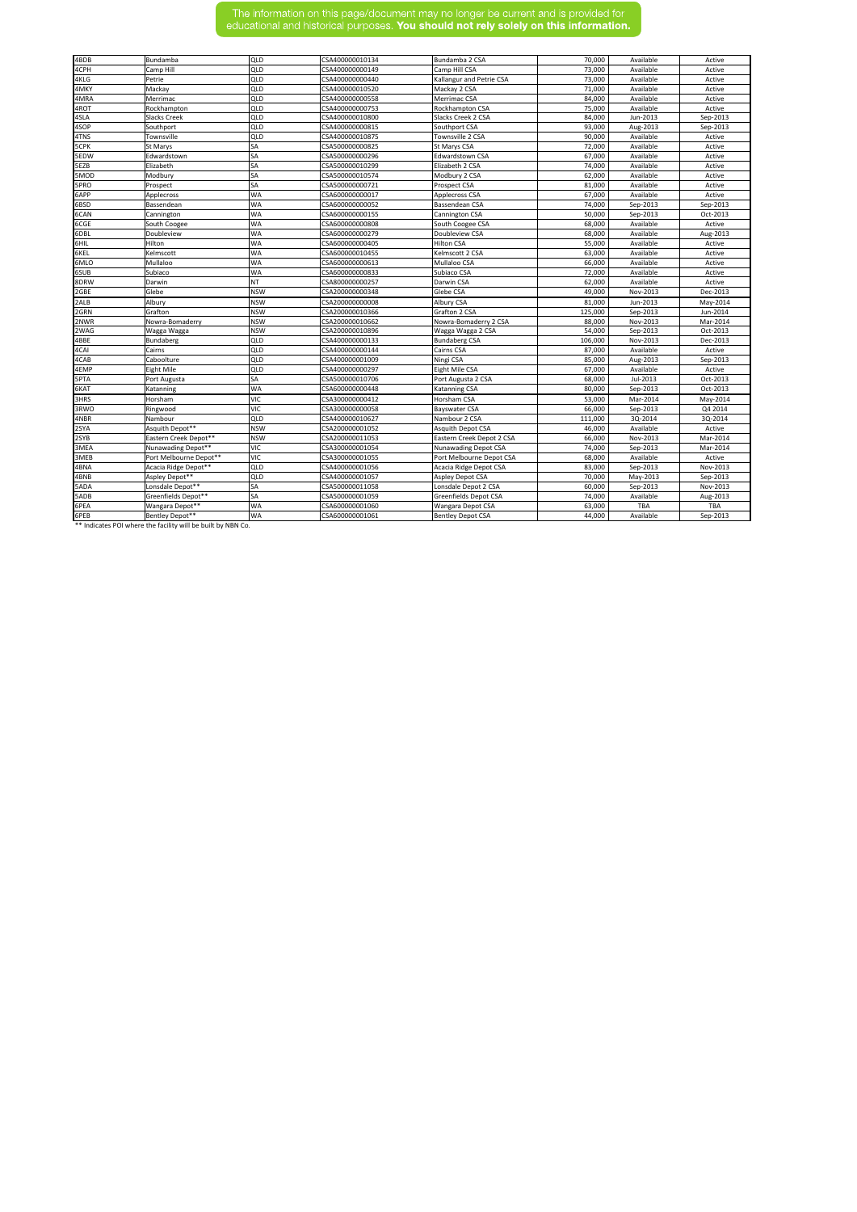The information on this page/document may no longer be current and is provided for educational and historical purposes. **You should not rely solely on this information.**

| | | | | | | | |
|---|---|---|---|---|---|---|---|
| 4BDB | Bundamba | QLD | CSA400000010134 | Bundamba 2 CSA | 70,000 | Available | Active |
| 4CPH | Camp Hill | QLD | CSA400000000149 | Camp Hill CSA | 73,000 | Available | Active |
| 4KLG | Petrie | QLD | CSA400000000440 | Kallangur and Petrie CSA | 73,000 | Available | Active |
| 4MKY | Mackay | QLD | CSA400000010520 | Mackay 2 CSA | 71,000 | Available | Active |
| 4MRA | Merrimac | QLD | CSA400000000558 | Merrimac CSA | 84,000 | Available | Active |
| 4ROT | Rockhampton | QLD | CSA400000000753 | Rockhampton CSA | 75,000 | Available | Active |
| 4SLA | Slacks Creek | QLD | CSA400000010800 | Slacks Creek 2 CSA | 84,000 | Jun-2013 | Sep-2013 |
| 4SOP | Southport | QLD | CSA400000000815 | Southport CSA | 93,000 | Aug-2013 | Sep-2013 |
| 4TNS | Townsville | QLD | CSA400000010875 | Townsville 2 CSA | 90,000 | Available | Active |
| 5CPK | St Marys | SA | CSA500000000825 | St Marys CSA | 72,000 | Available | Active |
| 5EDW | Edwardstown | SA | CSA500000000296 | Edwardstown CSA | 67,000 | Available | Active |
| 5EZB | Elizabeth | SA | CSA500000010299 | Elizabeth 2 CSA | 74,000 | Available | Active |
| 5MOD | Modbury | SA | CSA500000010574 | Modbury 2 CSA | 62,000 | Available | Active |
| 5PRO | Prospect | SA | CSA500000000721 | Prospect CSA | 81,000 | Available | Active |
| 6APP | Applecross | WA | CSA600000000017 | Applecross CSA | 67,000 | Available | Active |
| 6BSD | Bassendean | WA | CSA600000000052 | Bassendean CSA | 74,000 | Sep-2013 | Sep-2013 |
| 6CAN | Cannington | WA | CSA600000000155 | Cannington CSA | 50,000 | Sep-2013 | Oct-2013 |
| 6CGE | South Coogee | WA | CSA600000000808 | South Coogee CSA | 68,000 | Available | Active |
| 6DBL | Doubleview | WA | CSA600000000279 | Doubleview CSA | 68,000 | Available | Aug-2013 |
| 6HIL | Hilton | WA | CSA600000000405 | Hilton CSA | 55,000 | Available | Active |
| 6KEL | Kelmscott | WA | CSA600000010455 | Kelmscott 2 CSA | 63,000 | Available | Active |
| 6MLO | Mullaloo | WA | CSA600000000613 | Mullaloo CSA | 66,000 | Available | Active |
| 6SUB | Subiaco | WA | CSA600000000833 | Subiaco CSA | 72,000 | Available | Active |
| 8DRW | Darwin | NT | CSA800000000257 | Darwin CSA | 62,000 | Available | Active |
| 2GBE | Glebe | NSW | CSA200000000348 | Glebe CSA | 49,000 | Nov-2013 | Dec-2013 |
| 2ALB | Albury | NSW | CSA200000000008 | Albury CSA | 81,000 | Jun-2013 | May-2014 |
| 2GRN | Grafton | NSW | CSA200000010366 | Grafton 2 CSA | 125,000 | Sep-2013 | Jun-2014 |
| 2NWR | Nowra-Bomaderry | NSW | CSA200000010662 | Nowra-Bomaderry 2 CSA | 88,000 | Nov-2013 | Mar-2014 |
| 2WAG | Wagga Wagga | NSW | CSA200000010896 | Wagga Wagga 2 CSA | 54,000 | Sep-2013 | Oct-2013 |
| 4BBE | Bundaberg | QLD | CSA400000000133 | Bundaberg CSA | 106,000 | Nov-2013 | Dec-2013 |
| 4CAI | Cairns | QLD | CSA400000000144 | Cairns CSA | 87,000 | Available | Active |
| 4CAB | Caboolture | QLD | CSA400000001009 | Ningi CSA | 85,000 | Aug-2013 | Sep-2013 |
| 4EMP | Eight Mile | QLD | CSA400000000297 | Eight Mile CSA | 67,000 | Available | Active |
| 5PTA | Port Augusta | SA | CSA500000010706 | Port Augusta 2 CSA | 68,000 | Jul-2013 | Oct-2013 |
| 6KAT | Katanning | WA | CSA600000000448 | Katanning CSA | 80,000 | Sep-2013 | Oct-2013 |
| 3HRS | Horsham | VIC | CSA300000000412 | Horsham CSA | 53,000 | Mar-2014 | May-2014 |
| 3RWO | Ringwood | VIC | CSA300000000058 | Bayswater CSA | 66,000 | Sep-2013 | Q4 2014 |
| 4NBR | Nambour | QLD | CSA400000010627 | Nambour 2 CSA | 111,000 | 3Q-2014 | 3Q-2014 |
| 2SYA | Asquith Depot** | NSW | CSA200000001052 | Asquith Depot CSA | 46,000 | Available | Active |
| 2SYB | Eastern Creek Depot** | NSW | CSA200000011053 | Eastern Creek Depot 2 CSA | 66,000 | Nov-2013 | Mar-2014 |
| 3MEA | Nunawading Depot** | VIC | CSA300000001054 | Nunawading Depot CSA | 74,000 | Sep-2013 | Mar-2014 |
| 3MEB | Port Melbourne Depot** | VIC | CSA300000001055 | Port Melbourne Depot CSA | 68,000 | Available | Active |
| 4BNA | Acacia Ridge Depot** | QLD | CSA400000001056 | Acacia Ridge Depot CSA | 83,000 | Sep-2013 | Nov-2013 |
| 4BNB | Aspley Depot** | QLD | CSA400000001057 | Aspley Depot CSA | 70,000 | May-2013 | Sep-2013 |
| 5ADA | Lonsdale Depot** | SA | CSA500000011058 | Lonsdale Depot 2 CSA | 60,000 | Sep-2013 | Nov-2013 |
| 5ADB | Greenfields Depot** | SA | CSA500000001059 | Greenfields Depot CSA | 74,000 | Available | Aug-2013 |
| 6PEA | Wangara Depot** | WA | CSA600000001060 | Wangara Depot CSA | 63,000 | TBA | TBA |
| 6PEB | Bentley Depot** | WA | CSA600000001061 | Bentley Depot CSA | 44,000 | Available | Sep-2013 |

** Indicates POI where the facility will be built by NBN Co.